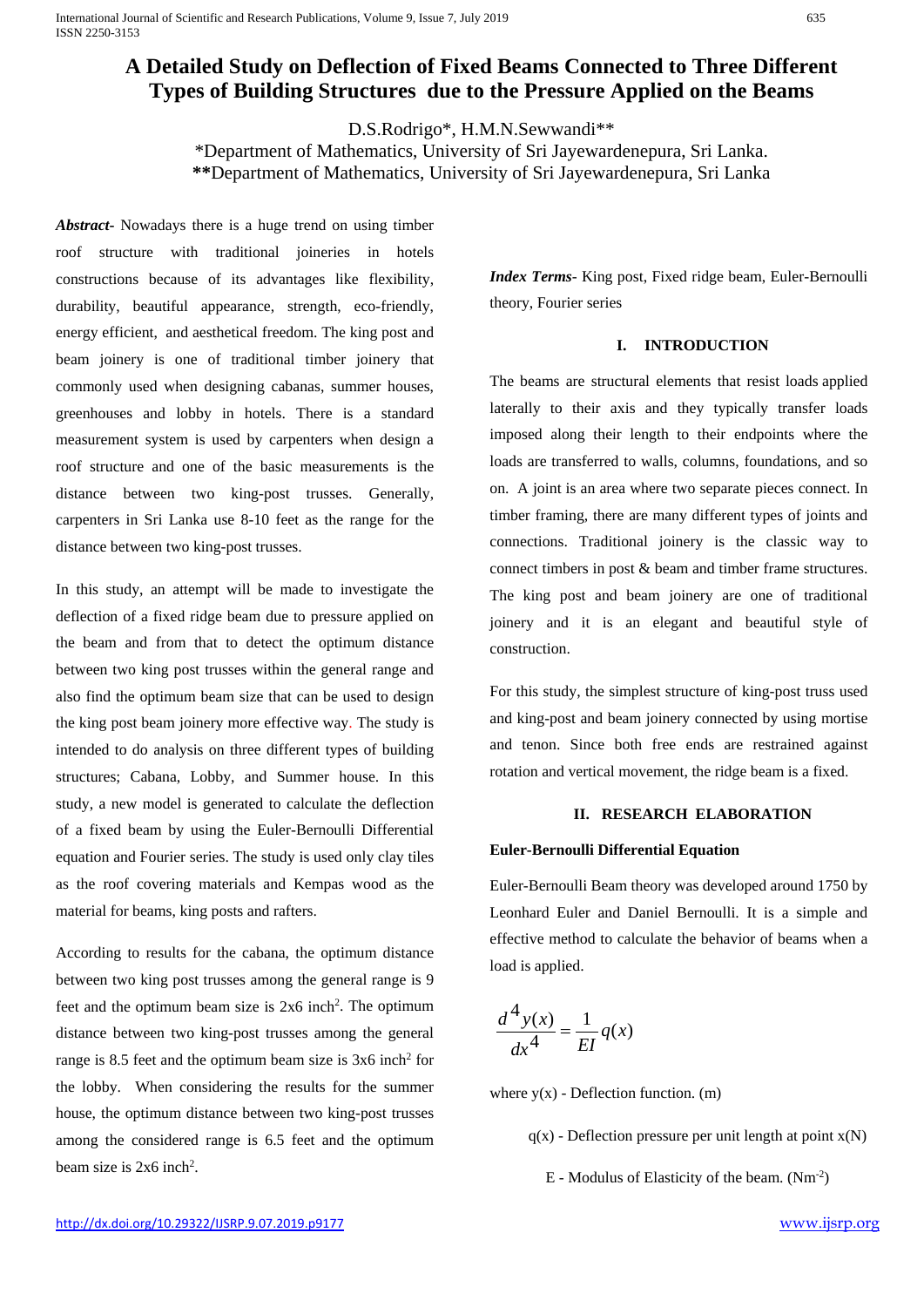# A Detailed Study on Deflection of Fixed Beams Connected to Three Different Types of Building Structures due to the Pressure Applied on the Beams

D.S.Rodrigo*, H.M.N.Sewwandi**

*Department of Mathematics, University of Sri Jayewardenepura, Sri Lanka.
**Department of Mathematics, University of Sri Jayewardenepura, Sri Lanka

***Abstract-*** Nowadays there is a huge trend on using timber roof structure with traditional joineries in hotels constructions because of its advantages like flexibility, durability, beautiful appearance, strength, eco-friendly, energy efficient, and aesthetical freedom. The king post and beam joinery is one of traditional timber joinery that commonly used when designing cabanas, summer houses, greenhouses and lobby in hotels. There is a standard measurement system is used by carpenters when design a roof structure and one of the basic measurements is the distance between two king-post trusses. Generally, carpenters in Sri Lanka use 8-10 feet as the range for the distance between two king-post trusses.

In this study, an attempt will be made to investigate the deflection of a fixed ridge beam due to pressure applied on the beam and from that to detect the optimum distance between two king post trusses within the general range and also find the optimum beam size that can be used to design the king post beam joinery more effective way. The study is intended to do analysis on three different types of building structures; Cabana, Lobby, and Summer house. In this study, a new model is generated to calculate the deflection of a fixed beam by using the Euler-Bernoulli Differential equation and Fourier series. The study is used only clay tiles as the roof covering materials and Kempas wood as the material for beams, king posts and rafters.

According to results for the cabana, the optimum distance between two king post trusses among the general range is 9 feet and the optimum beam size is 2x6 inch$^2$. The optimum distance between two king-post trusses among the general range is 8.5 feet and the optimum beam size is 3x6 inch$^2$ for the lobby. When considering the results for the summer house, the optimum distance between two king-post trusses among the considered range is 6.5 feet and the optimum beam size is 2x6 inch$^2$.

***Index Terms-*** King post, Fixed ridge beam, Euler-Bernoulli theory, Fourier series

## I. INTRODUCTION

The beams are structural elements that resist loads applied laterally to their axis and they typically transfer loads imposed along their length to their endpoints where the loads are transferred to walls, columns, foundations, and so on. A joint is an area where two separate pieces connect. In timber framing, there are many different types of joints and connections. Traditional joinery is the classic way to connect timbers in post & beam and timber frame structures. The king post and beam joinery are one of traditional joinery and it is an elegant and beautiful style of construction.

For this study, the simplest structure of king-post truss used and king-post and beam joinery connected by using mortise and tenon. Since both free ends are restrained against rotation and vertical movement, the ridge beam is a fixed.

## II. RESEARCH ELABORATION

### Euler-Bernoulli Differential Equation

Euler-Bernoulli Beam theory was developed around 1750 by Leonhard Euler and Daniel Bernoulli. It is a simple and effective method to calculate the behavior of beams when a load is applied.

$$\frac{d^4 y(x)}{dx^4} = \frac{1}{EI} q(x)$$

where $y(x)$ - Deflection function. (m)

$q(x)$ - Deflection pressure per unit length at point x(N)

E - Modulus of Elasticity of the beam. (Nm$^{-2}$)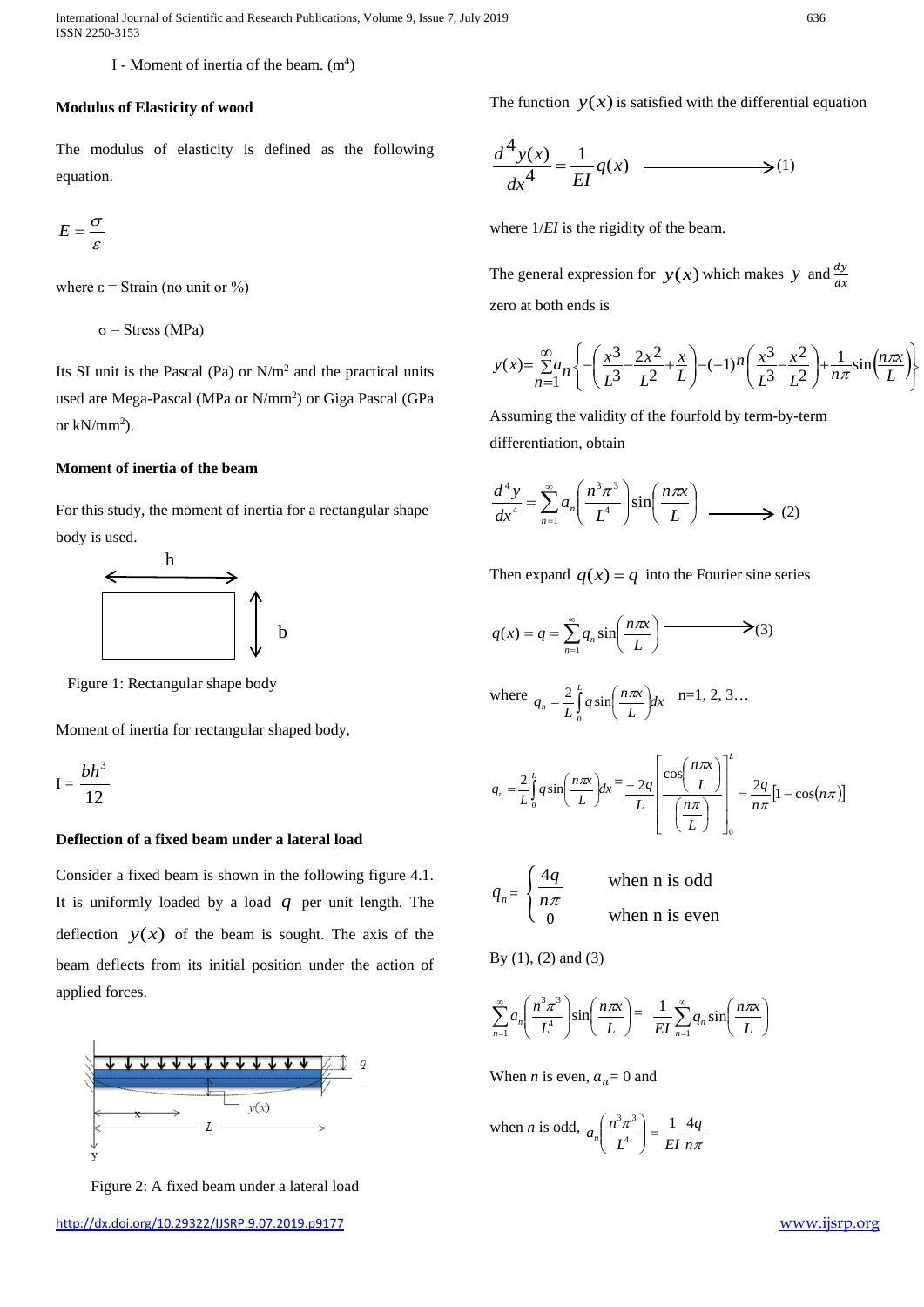I - Moment of inertia of the beam. ($m^4$)

**Modulus of Elasticity of wood**

The modulus of elasticity is defined as the following equation.

$$E = \frac{\sigma}{\varepsilon}$$

where ε = Strain (no unit or %)

σ = Stress (MPa)

Its SI unit is the Pascal (Pa) or $N/m^2$ and the practical units used are Mega-Pascal (MPa or $N/mm^2$) or Giga Pascal (GPa or $kN/mm^2$).

**Moment of inertia of the beam**

For this study, the moment of inertia for a rectangular shape body is used.

h

b

Figure 1: Rectangular shape body

Moment of inertia for rectangular shaped body,

$$I = \frac{bh^3}{12}$$

**Deflection of a fixed beam under a lateral load**

Consider a fixed beam is shown in the following figure 4.1. It is uniformly loaded by a load $q$ per unit length. The deflection $y(x)$ of the beam is sought. The axis of the beam deflects from its initial position under the action of applied forces.

Figure 2: A fixed beam under a lateral load

The function $y(x)$ is satisfied with the differential equation

$$\frac{d^4 y(x)}{dx^4} = \frac{1}{EI} q(x) \longrightarrow (1)$$

where $1/EI$ is the rigidity of the beam.

The general expression for $y(x)$ which makes $y$ and $\frac{dy}{dx}$ zero at both ends is

$$y(x) = \sum_{n=1}^{\infty} a_n \left\{ -\left(\frac{x^3}{L^3} - \frac{2x^2}{L^2} + \frac{x}{L}\right) - (-1)^n \left(\frac{x^3}{L^3} - \frac{x^2}{L^2}\right) + \frac{1}{n\pi} \sin\left(\frac{n\pi x}{L}\right) \right\}$$

Assuming the validity of the fourfold by term-by-term differentiation, obtain

$$\frac{d^4 y}{dx^4} = \sum_{n=1}^{\infty} a_n \left(\frac{n^3 \pi^3}{L^4}\right) \sin\left(\frac{n\pi x}{L}\right) \longrightarrow (2)$$

Then expand $q(x) = q$ into the Fourier sine series

$$q(x) = q = \sum_{n=1}^{\infty} q_n \sin\left(\frac{n\pi x}{L}\right) \longrightarrow (3)$$

where $q_n = \frac{2}{L} \int_0^L q \sin\left(\frac{n\pi x}{L}\right) dx$ n=1, 2, 3…

$$q_n = \frac{2}{L} \int_0^L q \sin\left(\frac{n\pi x}{L}\right) dx = \frac{-2q}{L} \left[ \frac{\cos\left(\frac{n\pi x}{L}\right)}{\left(\frac{n\pi}{L}\right)} \right]_0^L = \frac{2q}{n\pi} [1 - \cos(n\pi)]$$

$$q_n = \begin{cases} \dfrac{4q}{n\pi} & \text{when n is odd} \\ 0 & \text{when n is even} \end{cases}$$

By (1), (2) and (3)

$$\sum_{n=1}^{\infty} a_n \left(\frac{n^3 \pi^3}{L^4}\right) \sin\left(\frac{n\pi x}{L}\right) = \frac{1}{EI} \sum_{n=1}^{\infty} q_n \sin\left(\frac{n\pi x}{L}\right)$$

When $n$ is even, $a_n = 0$ and

when $n$ is odd, $a_n \left(\frac{n^3 \pi^3}{L^4}\right) = \frac{1}{EI} \frac{4q}{n\pi}$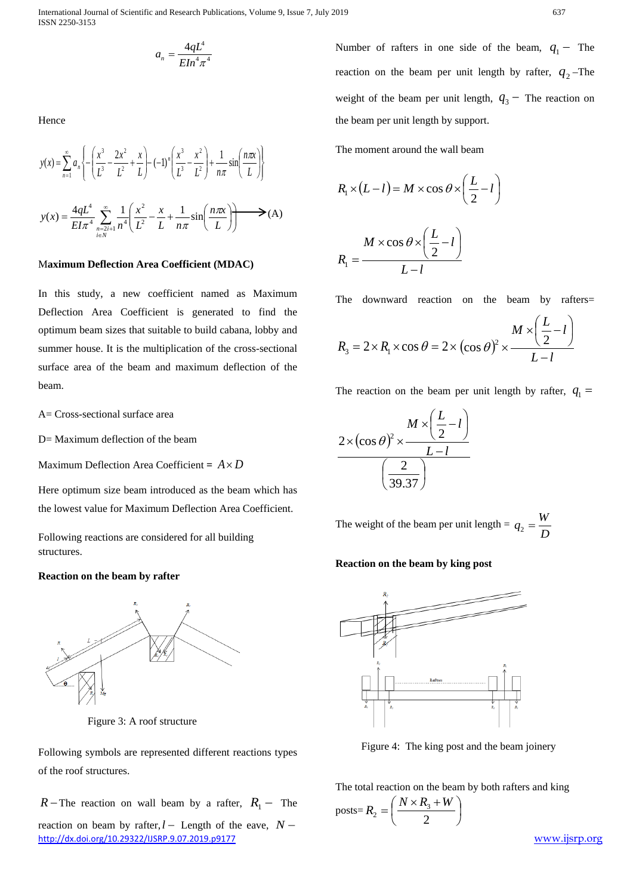$$a_n = \frac{4qL^4}{EIn^4\pi^4}$$

Hence

$$y(x) = \sum_{n=1}^{\infty} a_n \left\{ -\left( \frac{x^3}{L^3} - \frac{2x^2}{L^2} + \frac{x}{L} \right) - (-1)^n \left( \frac{x^3}{L^3} - \frac{x^2}{L^2} \right) + \frac{1}{n\pi} \sin\left( \frac{n\pi x}{L} \right) \right\}$$

$$y(x) = \frac{4qL^4}{EI\pi^4} \sum_{\substack{n=2i+1 \\ i \in N}}^{\infty} \frac{1}{n^4} \left( \frac{x^2}{L^2} - \frac{x}{L} + \frac{1}{n\pi} \sin\left( \frac{n\pi x}{L} \right) \right) \longrightarrow \text{(A)}$$

### Maximum Deflection Area Coefficient (MDAC)

In this study, a new coefficient named as Maximum Deflection Area Coefficient is generated to find the optimum beam sizes that suitable to build cabana, lobby and summer house. It is the multiplication of the cross-sectional surface area of the beam and maximum deflection of the beam.

A= Cross-sectional surface area

D= Maximum deflection of the beam

Maximum Deflection Area Coefficient = $A \times D$

Here optimum size beam introduced as the beam which has the lowest value for Maximum Deflection Area Coefficient.

Following reactions are considered for all building structures.

**Reaction on the beam by rafter**

Figure 3: A roof structure

Following symbols are represented different reactions types of the roof structures.

$R -$ The reaction on wall beam by a rafter, $R_1 -$ The reaction on beam by rafter, $l -$ Length of the eave, $N -$ Number of rafters in one side of the beam, $q_1 -$ The reaction on the beam per unit length by rafter, $q_2$ –The weight of the beam per unit length, $q_3 -$ The reaction on the beam per unit length by support.

The moment around the wall beam

$$R_1 \times (L - l) = M \times \cos\theta \times \left( \frac{L}{2} - l \right)$$

$$R_1 = \frac{M \times \cos\theta \times \left( \frac{L}{2} - l \right)}{L - l}$$

The downward reaction on the beam by rafters=

$$R_3 = 2 \times R_1 \times \cos\theta = 2 \times (\cos\theta)^2 \times \frac{M \times \left( \frac{L}{2} - l \right)}{L - l}$$

The reaction on the beam per unit length by rafter, $q_1 =$

$$\frac{2 \times (\cos\theta)^2 \times \frac{M \times \left( \frac{L}{2} - l \right)}{L - l}}{\left( \frac{2}{39.37} \right)}$$

The weight of the beam per unit length = $q_2 = \dfrac{W}{D}$

**Reaction on the beam by king post**

Figure 4: The king post and the beam joinery

The total reaction on the beam by both rafters and king posts= $R_2 = \left( \dfrac{N \times R_3 + W}{2} \right)$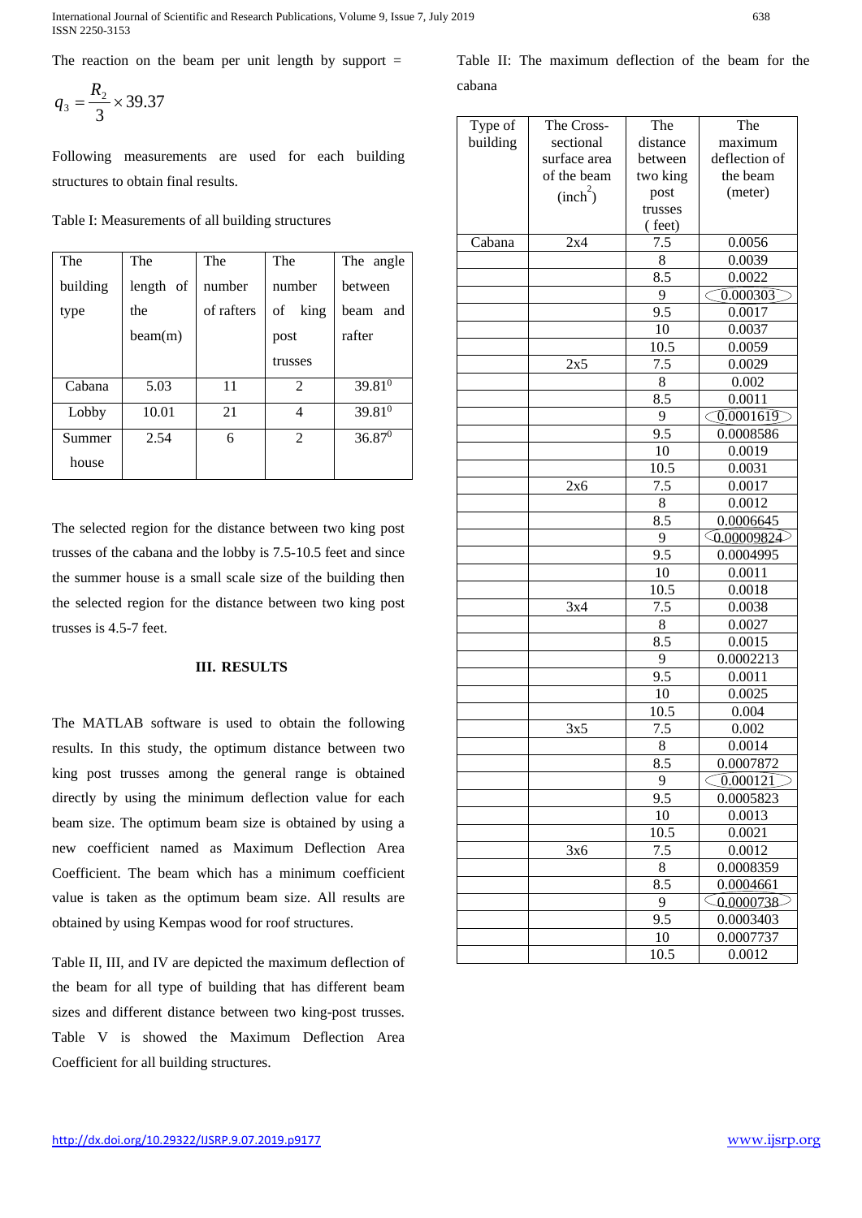The reaction on the beam per unit length by support =

$$q_3 = \frac{R_2}{3} \times 39.37$$

Following measurements are used for each building structures to obtain final results.

Table I: Measurements of all building structures

| The building type | The length of the beam(m) | The number of rafters | The number of king post trusses | The angle between beam and rafter |
|---|---|---|---|---|
| Cabana | 5.03 | 11 | 2 | $39.81^0$ |
| Lobby | 10.01 | 21 | 4 | $39.81^0$ |
| Summer house | 2.54 | 6 | 2 | $36.87^0$ |

The selected region for the distance between two king post trusses of the cabana and the lobby is 7.5-10.5 feet and since the summer house is a small scale size of the building then the selected region for the distance between two king post trusses is 4.5-7 feet.

## III. RESULTS

The MATLAB software is used to obtain the following results. In this study, the optimum distance between two king post trusses among the general range is obtained directly by using the minimum deflection value for each beam size. The optimum beam size is obtained by using a new coefficient named as Maximum Deflection Area Coefficient. The beam which has a minimum coefficient value is taken as the optimum beam size. All results are obtained by using Kempas wood for roof structures.

Table II, III, and IV are depicted the maximum deflection of the beam for all type of building that has different beam sizes and different distance between two king-post trusses. Table V is showed the Maximum Deflection Area Coefficient for all building structures.

Table II: The maximum deflection of the beam for the cabana

| Type of building | The Cross-sectional surface area of the beam ($inch^2$) | The distance between two king post trusses ( feet) | The maximum deflection of the beam (meter) |
|---|---|---|---|
| Cabana | 2x4 | 7.5 | 0.0056 |
| | | 8 | 0.0039 |
| | | 8.5 | 0.0022 |
| | | 9 | 0.000303 |
| | | 9.5 | 0.0017 |
| | | 10 | 0.0037 |
| | | 10.5 | 0.0059 |
| | 2x5 | 7.5 | 0.0029 |
| | | 8 | 0.002 |
| | | 8.5 | 0.0011 |
| | | 9 | 0.0001619 |
| | | 9.5 | 0.0008586 |
| | | 10 | 0.0019 |
| | | 10.5 | 0.0031 |
| | 2x6 | 7.5 | 0.0017 |
| | | 8 | 0.0012 |
| | | 8.5 | 0.0006645 |
| | | 9 | 0.00009824 |
| | | 9.5 | 0.0004995 |
| | | 10 | 0.0011 |
| | | 10.5 | 0.0018 |
| | 3x4 | 7.5 | 0.0038 |
| | | 8 | 0.0027 |
| | | 8.5 | 0.0015 |
| | | 9 | 0.0002213 |
| | | 9.5 | 0.0011 |
| | | 10 | 0.0025 |
| | | 10.5 | 0.004 |
| | 3x5 | 7.5 | 0.002 |
| | | 8 | 0.0014 |
| | | 8.5 | 0.0007872 |
| | | 9 | 0.000121 |
| | | 9.5 | 0.0005823 |
| | | 10 | 0.0013 |
| | | 10.5 | 0.0021 |
| | 3x6 | 7.5 | 0.0012 |
| | | 8 | 0.0008359 |
| | | 8.5 | 0.0004661 |
| | | 9 | 0.0000738 |
| | | 9.5 | 0.0003403 |
| | | 10 | 0.0007737 |
| | | 10.5 | 0.0012 |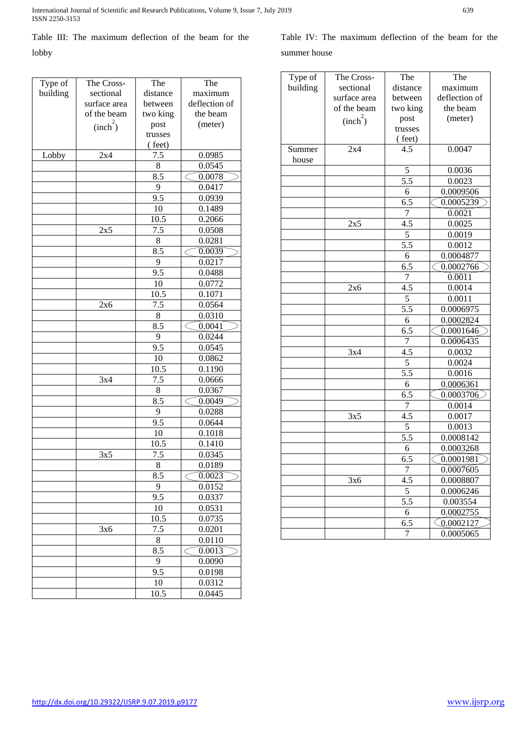Table III: The maximum deflection of the beam for the lobby

| Type of building | The Cross-sectional surface area of the beam ($inch^2$) | The distance between two king post trusses ( feet) | The maximum deflection of the beam (meter) |
|---|---|---|---|
| Lobby | 2x4 | 7.5 | 0.0985 |
| | | 8 | 0.0545 |
| | | 8.5 | 0.0078 |
| | | 9 | 0.0417 |
| | | 9.5 | 0.0939 |
| | | 10 | 0.1489 |
| | | 10.5 | 0.2066 |
| | 2x5 | 7.5 | 0.0508 |
| | | 8 | 0.0281 |
| | | 8.5 | 0.0039 |
| | | 9 | 0.0217 |
| | | 9.5 | 0.0488 |
| | | 10 | 0.0772 |
| | | 10.5 | 0.1071 |
| | 2x6 | 7.5 | 0.0564 |
| | | 8 | 0.0310 |
| | | 8.5 | 0.0041 |
| | | 9 | 0.0244 |
| | | 9.5 | 0.0545 |
| | | 10 | 0.0862 |
| | | 10.5 | 0.1190 |
| | 3x4 | 7.5 | 0.0666 |
| | | 8 | 0.0367 |
| | | 8.5 | 0.0049 |
| | | 9 | 0.0288 |
| | | 9.5 | 0.0644 |
| | | 10 | 0.1018 |
| | | 10.5 | 0.1410 |
| | 3x5 | 7.5 | 0.0345 |
| | | 8 | 0.0189 |
| | | 8.5 | 0.0023 |
| | | 9 | 0.0152 |
| | | 9.5 | 0.0337 |
| | | 10 | 0.0531 |
| | | 10.5 | 0.0735 |
| | 3x6 | 7.5 | 0.0201 |
| | | 8 | 0.0110 |
| | | 8.5 | 0.0013 |
| | | 9 | 0.0090 |
| | | 9.5 | 0.0198 |
| | | 10 | 0.0312 |
| | | 10.5 | 0.0445 |

Table IV: The maximum deflection of the beam for the summer house

| Type of building | The Cross-sectional surface area of the beam ($inch^2$) | The distance between two king post trusses ( feet) | The maximum deflection of the beam (meter) |
|---|---|---|---|
| Summer house | 2x4 | 4.5 | 0.0047 |
| | | 5 | 0.0036 |
| | | 5.5 | 0.0023 |
| | | 6 | 0.0009506 |
| | | 6.5 | 0.0005239 |
| | | 7 | 0.0021 |
| | 2x5 | 4.5 | 0.0025 |
| | | 5 | 0.0019 |
| | | 5.5 | 0.0012 |
| | | 6 | 0.0004877 |
| | | 6.5 | 0.0002766 |
| | | 7 | 0.0011 |
| | 2x6 | 4.5 | 0.0014 |
| | | 5 | 0.0011 |
| | | 5.5 | 0.0006975 |
| | | 6 | 0.0002824 |
| | | 6.5 | 0.0001646 |
| | | 7 | 0.0006435 |
| | 3x4 | 4.5 | 0.0032 |
| | | 5 | 0.0024 |
| | | 5.5 | 0.0016 |
| | | 6 | 0.0006361 |
| | | 6.5 | 0.0003706 |
| | | 7 | 0.0014 |
| | 3x5 | 4.5 | 0.0017 |
| | | 5 | 0.0013 |
| | | 5.5 | 0.0008142 |
| | | 6 | 0.0003268 |
| | | 6.5 | 0.0001981 |
| | | 7 | 0.0007605 |
| | 3x6 | 4.5 | 0.0008807 |
| | | 5 | 0.0006246 |
| | | 5.5 | 0.003554 |
| | | 6 | 0.0002755 |
| | | 6.5 | 0.0002127 |
| | | 7 | 0.0005065 |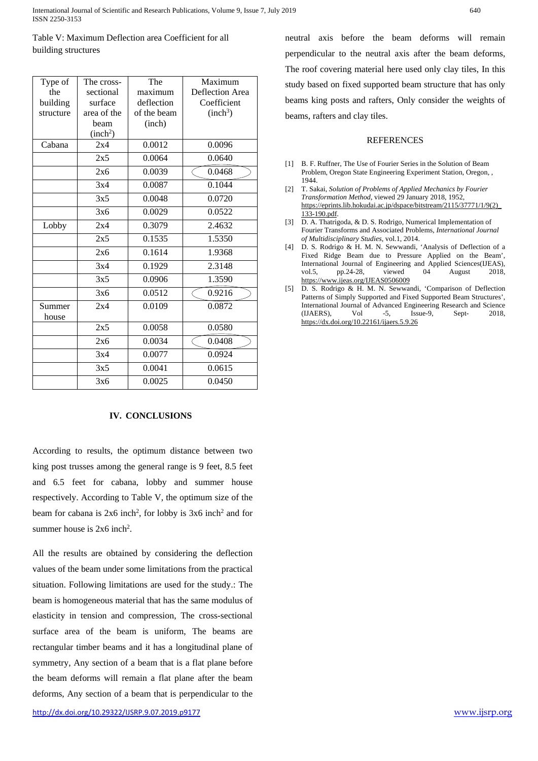Table V: Maximum Deflection area Coefficient for all building structures

| Type of the building structure | The cross-sectional surface area of the beam ($inch^2$) | The maximum deflection of the beam (inch) | Maximum Deflection Area Coefficient ($inch^3$) |
|---|---|---|---|
| Cabana | 2x4 | 0.0012 | 0.0096 |
| | 2x5 | 0.0064 | 0.0640 |
| | 2x6 | 0.0039 | 0.0468 |
| | 3x4 | 0.0087 | 0.1044 |
| | 3x5 | 0.0048 | 0.0720 |
| | 3x6 | 0.0029 | 0.0522 |
| Lobby | 2x4 | 0.3079 | 2.4632 |
| | 2x5 | 0.1535 | 1.5350 |
| | 2x6 | 0.1614 | 1.9368 |
| | 3x4 | 0.1929 | 2.3148 |
| | 3x5 | 0.0906 | 1.3590 |
| | 3x6 | 0.0512 | 0.9216 |
| Summer house | 2x4 | 0.0109 | 0.0872 |
| | 2x5 | 0.0058 | 0.0580 |
| | 2x6 | 0.0034 | 0.0408 |
| | 3x4 | 0.0077 | 0.0924 |
| | 3x5 | 0.0041 | 0.0615 |
| | 3x6 | 0.0025 | 0.0450 |

## IV. CONCLUSIONS

According to results, the optimum distance between two king post trusses among the general range is 9 feet, 8.5 feet and 6.5 feet for cabana, lobby and summer house respectively. According to Table V, the optimum size of the beam for cabana is 2x6 $inch^2$, for lobby is 3x6 $inch^2$ and for summer house is 2x6 $inch^2$.

All the results are obtained by considering the deflection values of the beam under some limitations from the practical situation. Following limitations are used for the study.: The beam is homogeneous material that has the same modulus of elasticity in tension and compression, The cross-sectional surface area of the beam is uniform, The beams are rectangular timber beams and it has a longitudinal plane of symmetry, Any section of a beam that is a flat plane before the beam deforms will remain a flat plane after the beam deforms, Any section of a beam that is perpendicular to the neutral axis before the beam deforms will remain perpendicular to the neutral axis after the beam deforms, The roof covering material here used only clay tiles, In this study based on fixed supported beam structure that has only beams king posts and rafters, Only consider the weights of beams, rafters and clay tiles.

## REFERENCES

[1] B. F. Ruffner, The Use of Fourier Series in the Solution of Beam Problem, Oregon State Engineering Experiment Station, Oregon, , 1944.

[2] T. Sakai, *Solution of Problems of Applied Mechanics by Fourier Transformation Method*, viewed 29 January 2018, 1952, https://eprints.lib.hokudai.ac.jp/dspace/bitstream/2115/37771/1/9(2)_133-190.pdf.

[3] D. A. Thatrigoda, & D. S. Rodrigo, Numerical Implementation of Fourier Transforms and Associated Problems, *International Journal of Multidisciplinary Studies*, vol.1, 2014.

[4] D. S. Rodrigo & H. M. N. Sewwandi, 'Analysis of Deflection of a Fixed Ridge Beam due to Pressure Applied on the Beam', International Journal of Engineering and Applied Sciences(IJEAS), vol.5, pp.24-28, viewed 04 August 2018, https://www.ijeas.org/IJEAS0506009

[5] D. S. Rodrigo & H. M. N. Sewwandi, 'Comparison of Deflection Patterns of Simply Supported and Fixed Supported Beam Structures', International Journal of Advanced Engineering Research and Science (IJAERS), Vol -5, Issue-9, Sept- 2018, https://dx.doi.org/10.22161/ijaers.5.9.26